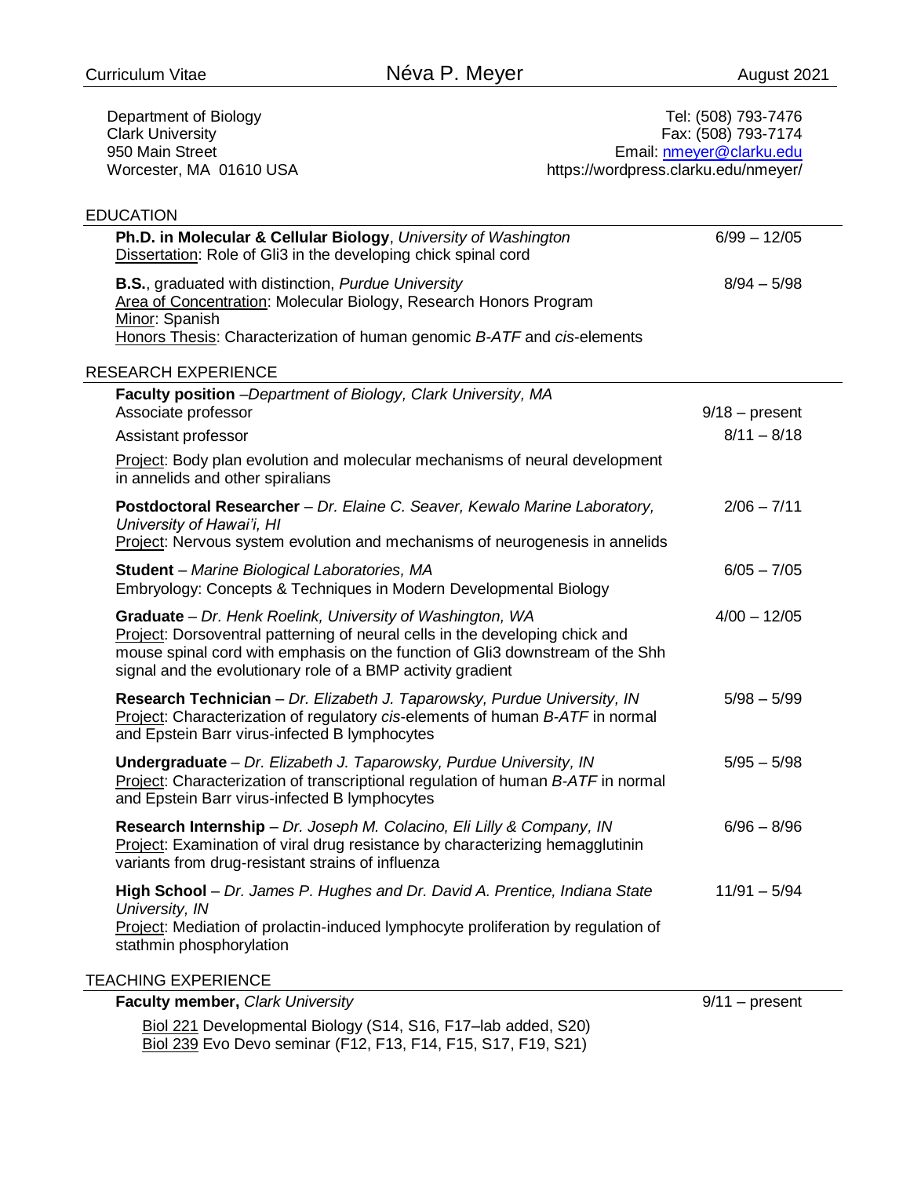Curriculum Vitae

# Néva P. Meyer

August 2021

Department of Biology
Clark University
950 Main Street
Worcester, MA 01610 USA

Tel: (508) 793-7476
Fax: (508) 793-7174
Email: nmeyer@clarku.edu
https://wordpress.clarku.edu/nmeyer/

## EDUCATION

**Ph.D. in Molecular & Cellular Biology**, *University of Washington* — 6/99 – 12/05
Dissertation: Role of Gli3 in the developing chick spinal cord

**B.S.**, graduated with distinction, *Purdue University* — 8/94 – 5/98
Area of Concentration: Molecular Biology, Research Honors Program
Minor: Spanish
Honors Thesis: Characterization of human genomic *B-ATF* and *cis*-elements

## RESEARCH EXPERIENCE

**Faculty position** –*Department of Biology, Clark University, MA*
Associate professor — 9/18 – present
Assistant professor — 8/11 – 8/18
Project: Body plan evolution and molecular mechanisms of neural development in annelids and other spiralians

**Postdoctoral Researcher** – *Dr. Elaine C. Seaver, Kewalo Marine Laboratory, University of Hawai'i, HI* — 2/06 – 7/11
Project: Nervous system evolution and mechanisms of neurogenesis in annelids

**Student** – *Marine Biological Laboratories, MA* — 6/05 – 7/05
Embryology: Concepts & Techniques in Modern Developmental Biology

**Graduate** – *Dr. Henk Roelink, University of Washington, WA* — 4/00 – 12/05
Project: Dorsoventral patterning of neural cells in the developing chick and mouse spinal cord with emphasis on the function of Gli3 downstream of the Shh signal and the evolutionary role of a BMP activity gradient

**Research Technician** – *Dr. Elizabeth J. Taparowsky, Purdue University, IN* — 5/98 – 5/99
Project: Characterization of regulatory *cis*-elements of human *B-ATF* in normal and Epstein Barr virus-infected B lymphocytes

**Undergraduate** – *Dr. Elizabeth J. Taparowsky, Purdue University, IN* — 5/95 – 5/98
Project: Characterization of transcriptional regulation of human *B-ATF* in normal and Epstein Barr virus-infected B lymphocytes

**Research Internship** – *Dr. Joseph M. Colacino, Eli Lilly & Company, IN* — 6/96 – 8/96
Project: Examination of viral drug resistance by characterizing hemagglutinin variants from drug-resistant strains of influenza

**High School** – *Dr. James P. Hughes and Dr. David A. Prentice, Indiana State University, IN* — 11/91 – 5/94
Project: Mediation of prolactin-induced lymphocyte proliferation by regulation of stathmin phosphorylation

## TEACHING EXPERIENCE

**Faculty member,** *Clark University* — 9/11 – present

Biol 221 Developmental Biology (S14, S16, F17–lab added, S20)
Biol 239 Evo Devo seminar (F12, F13, F14, F15, S17, F19, S21)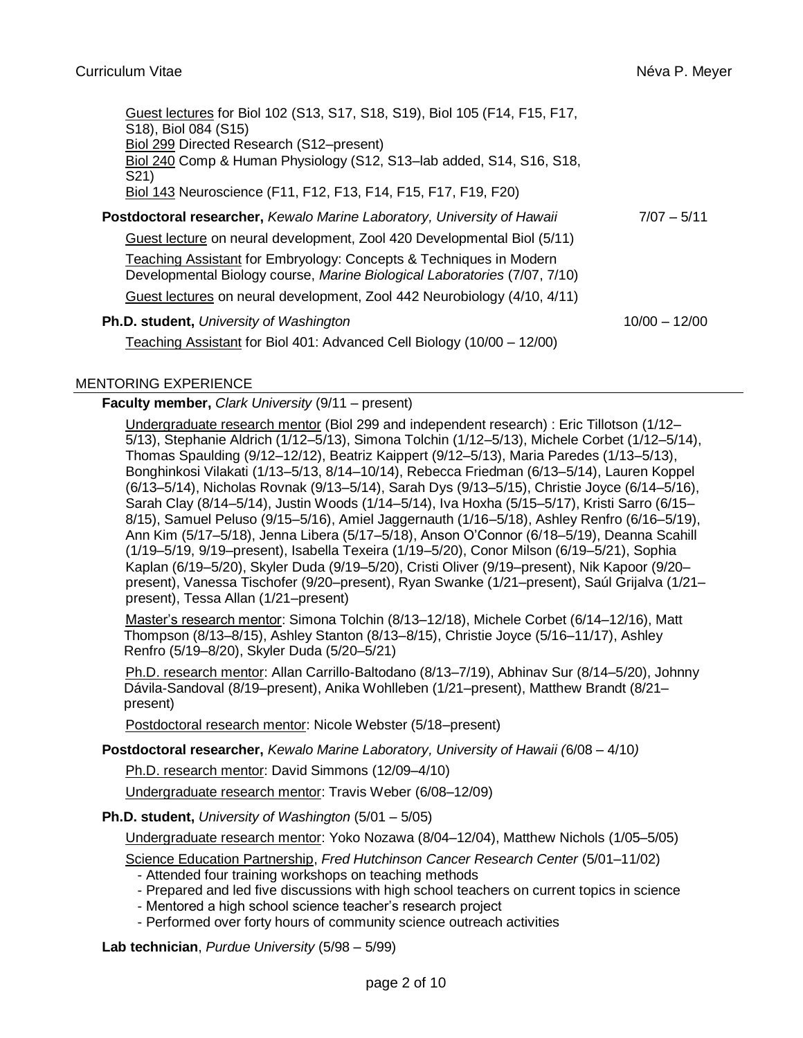Guest lectures for Biol 102 (S13, S17, S18, S19), Biol 105 (F14, F15, F17, S18), Biol 084 (S15)

Biol 299 Directed Research (S12–present)

Biol 240 Comp & Human Physiology (S12, S13–lab added, S14, S16, S18, S21)

Biol 143 Neuroscience (F11, F12, F13, F14, F15, F17, F19, F20)

**Postdoctoral researcher,** *Kewalo Marine Laboratory, University of Hawaii* — 7/07 – 5/11

Guest lecture on neural development, Zool 420 Developmental Biol (5/11)

Teaching Assistant for Embryology: Concepts & Techniques in Modern Developmental Biology course, *Marine Biological Laboratories* (7/07, 7/10)

Guest lectures on neural development, Zool 442 Neurobiology (4/10, 4/11)

**Ph.D. student,** *University of Washington* — 10/00 – 12/00

Teaching Assistant for Biol 401: Advanced Cell Biology (10/00 – 12/00)

## MENTORING EXPERIENCE

**Faculty member,** *Clark University* (9/11 – present)

Undergraduate research mentor (Biol 299 and independent research) : Eric Tillotson (1/12–5/13), Stephanie Aldrich (1/12–5/13), Simona Tolchin (1/12–5/13), Michele Corbet (1/12–5/14), Thomas Spaulding (9/12–12/12), Beatriz Kaippert (9/12–5/13), Maria Paredes (1/13–5/13), Bonghinkosi Vilakati (1/13–5/13, 8/14–10/14), Rebecca Friedman (6/13–5/14), Lauren Koppel (6/13–5/14), Nicholas Rovnak (9/13–5/14), Sarah Dys (9/13–5/15), Christie Joyce (6/14–5/16), Sarah Clay (8/14–5/14), Justin Woods (1/14–5/14), Iva Hoxha (5/15–5/17), Kristi Sarro (6/15–8/15), Samuel Peluso (9/15–5/16), Amiel Jaggernauth (1/16–5/18), Ashley Renfro (6/16–5/19), Ann Kim (5/17–5/18), Jenna Libera (5/17–5/18), Anson O'Connor (6/18–5/19), Deanna Scahill (1/19–5/19, 9/19–present), Isabella Texeira (1/19–5/20), Conor Milson (6/19–5/21), Sophia Kaplan (6/19–5/20), Skyler Duda (9/19–5/20), Cristi Oliver (9/19–present), Nik Kapoor (9/20–present), Vanessa Tischofer (9/20–present), Ryan Swanke (1/21–present), Saúl Grijalva (1/21–present), Tessa Allan (1/21–present)

Master's research mentor: Simona Tolchin (8/13–12/18), Michele Corbet (6/14–12/16), Matt Thompson (8/13–8/15), Ashley Stanton (8/13–8/15), Christie Joyce (5/16–11/17), Ashley Renfro (5/19–8/20), Skyler Duda (5/20–5/21)

Ph.D. research mentor: Allan Carrillo-Baltodano (8/13–7/19), Abhinav Sur (8/14–5/20), Johnny Dávila-Sandoval (8/19–present), Anika Wohlleben (1/21–present), Matthew Brandt (8/21–present)

Postdoctoral research mentor: Nicole Webster (5/18–present)

**Postdoctoral researcher,** *Kewalo Marine Laboratory, University of Hawaii (*6/08 – 4/10*)*

Ph.D. research mentor: David Simmons (12/09–4/10)

Undergraduate research mentor: Travis Weber (6/08–12/09)

**Ph.D. student,** *University of Washington* (5/01 – 5/05)

Undergraduate research mentor: Yoko Nozawa (8/04–12/04), Matthew Nichols (1/05–5/05)

Science Education Partnership, *Fred Hutchinson Cancer Research Center* (5/01–11/02)

- Attended four training workshops on teaching methods
- Prepared and led five discussions with high school teachers on current topics in science
- Mentored a high school science teacher's research project
- Performed over forty hours of community science outreach activities

**Lab technician**, *Purdue University* (5/98 – 5/99)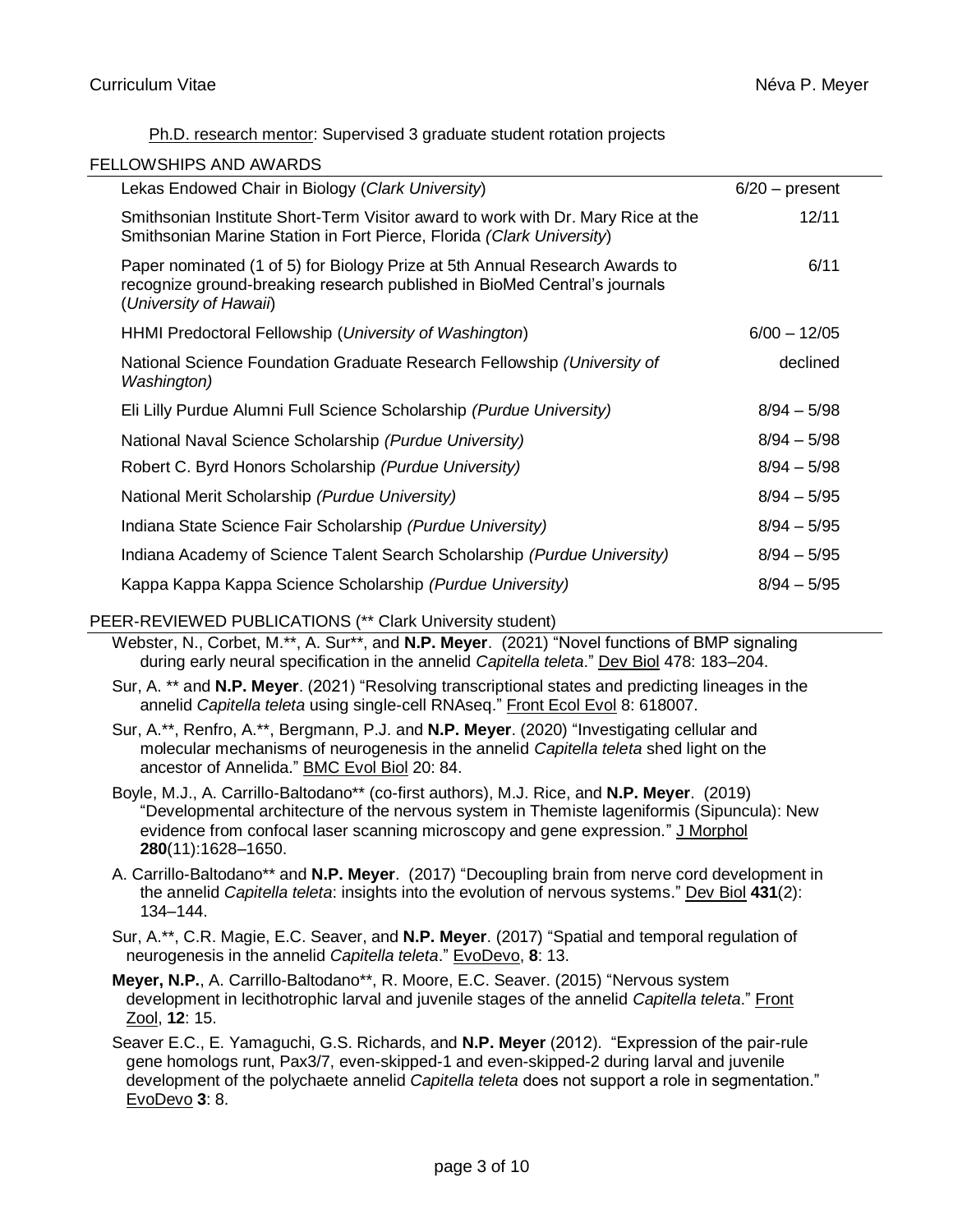<u>Ph.D. research mentor</u>: Supervised 3 graduate student rotation projects

## FELLOWSHIPS AND AWARDS

| | |
|---|---|
| Lekas Endowed Chair in Biology (*Clark University*) | 6/20 – present |
| Smithsonian Institute Short-Term Visitor award to work with Dr. Mary Rice at the Smithsonian Marine Station in Fort Pierce, Florida *(Clark University)* | 12/11 |
| Paper nominated (1 of 5) for Biology Prize at 5th Annual Research Awards to recognize ground-breaking research published in BioMed Central's journals (*University of Hawaii*) | 6/11 |
| HHMI Predoctoral Fellowship (*University of Washington*) | 6/00 – 12/05 |
| National Science Foundation Graduate Research Fellowship *(University of Washington)* | declined |
| Eli Lilly Purdue Alumni Full Science Scholarship *(Purdue University)* | 8/94 – 5/98 |
| National Naval Science Scholarship *(Purdue University)* | 8/94 – 5/98 |
| Robert C. Byrd Honors Scholarship *(Purdue University)* | 8/94 – 5/98 |
| National Merit Scholarship *(Purdue University)* | 8/94 – 5/95 |
| Indiana State Science Fair Scholarship *(Purdue University)* | 8/94 – 5/95 |
| Indiana Academy of Science Talent Search Scholarship *(Purdue University)* | 8/94 – 5/95 |
| Kappa Kappa Kappa Science Scholarship *(Purdue University)* | 8/94 – 5/95 |

## PEER-REVIEWED PUBLICATIONS (** Clark University student)

Webster, N., Corbet, M.**, A. Sur**, and **N.P. Meyer**. (2021) "Novel functions of BMP signaling during early neural specification in the annelid *Capitella teleta*." <u>Dev Biol</u> 478: 183–204.

Sur, A. ** and **N.P. Meyer**. (2021) "Resolving transcriptional states and predicting lineages in the annelid *Capitella teleta* using single-cell RNAseq." <u>Front Ecol Evol</u> 8: 618007.

Sur, A.**, Renfro, A.**, Bergmann, P.J. and **N.P. Meyer**. (2020) "Investigating cellular and molecular mechanisms of neurogenesis in the annelid *Capitella teleta* shed light on the ancestor of Annelida." <u>BMC Evol Biol</u> 20: 84.

Boyle, M.J., A. Carrillo-Baltodano** (co-first authors), M.J. Rice, and **N.P. Meyer**. (2019) "Developmental architecture of the nervous system in Themiste lageniformis (Sipuncula): New evidence from confocal laser scanning microscopy and gene expression." <u>J Morphol</u> **280**(11):1628–1650.

A. Carrillo-Baltodano** and **N.P. Meyer**. (2017) "Decoupling brain from nerve cord development in the annelid *Capitella teleta*: insights into the evolution of nervous systems." <u>Dev Biol</u> **431**(2): 134–144.

Sur, A.**, C.R. Magie, E.C. Seaver, and **N.P. Meyer**. (2017) "Spatial and temporal regulation of neurogenesis in the annelid *Capitella teleta*." <u>EvoDevo</u>, **8**: 13.

**Meyer, N.P.**, A. Carrillo-Baltodano**, R. Moore, E.C. Seaver. (2015) "Nervous system development in lecithotrophic larval and juvenile stages of the annelid *Capitella teleta*." <u>Front Zool</u>, **12**: 15.

Seaver E.C., E. Yamaguchi, G.S. Richards, and **N.P. Meyer** (2012). "Expression of the pair-rule gene homologs runt, Pax3/7, even-skipped-1 and even-skipped-2 during larval and juvenile development of the polychaete annelid *Capitella teleta* does not support a role in segmentation." <u>EvoDevo</u> **3**: 8.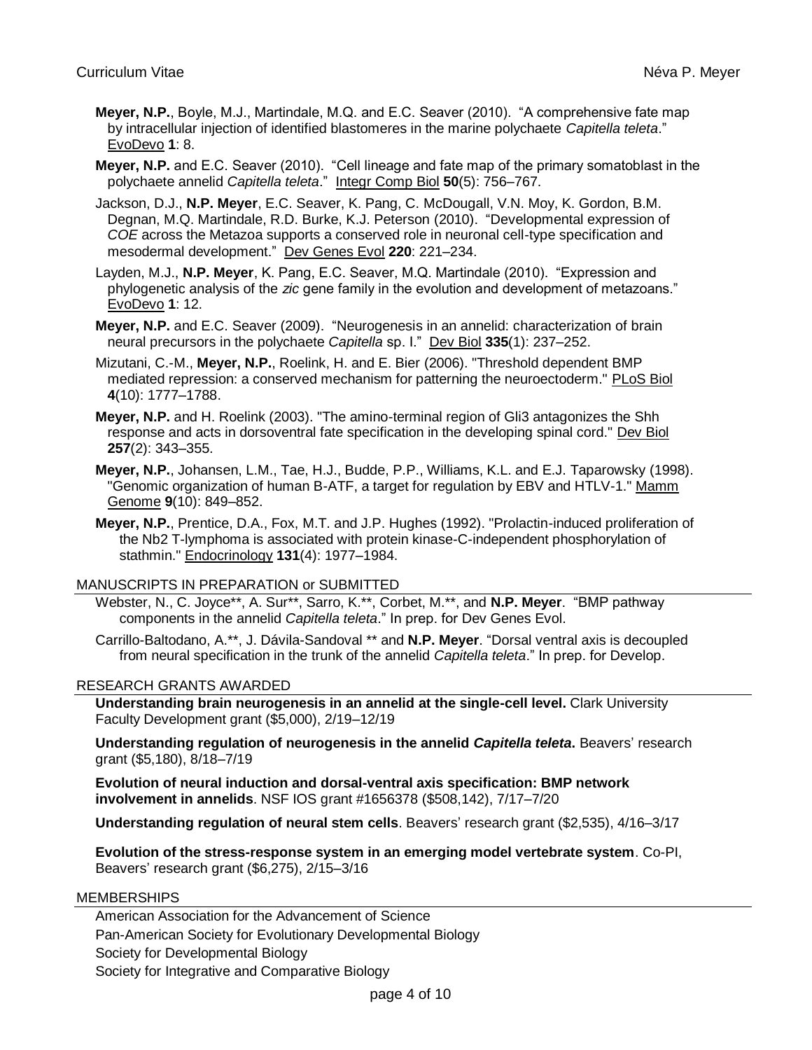**Meyer, N.P.**, Boyle, M.J., Martindale, M.Q. and E.C. Seaver (2010). "A comprehensive fate map by intracellular injection of identified blastomeres in the marine polychaete *Capitella teleta*." EvoDevo **1**: 8.

**Meyer, N.P.** and E.C. Seaver (2010). "Cell lineage and fate map of the primary somatoblast in the polychaete annelid *Capitella teleta*." Integr Comp Biol **50**(5): 756–767.

Jackson, D.J., **N.P. Meyer**, E.C. Seaver, K. Pang, C. McDougall, V.N. Moy, K. Gordon, B.M. Degnan, M.Q. Martindale, R.D. Burke, K.J. Peterson (2010). "Developmental expression of *COE* across the Metazoa supports a conserved role in neuronal cell-type specification and mesodermal development." Dev Genes Evol **220**: 221–234.

Layden, M.J., **N.P. Meyer**, K. Pang, E.C. Seaver, M.Q. Martindale (2010). "Expression and phylogenetic analysis of the *zic* gene family in the evolution and development of metazoans." EvoDevo **1**: 12.

**Meyer, N.P.** and E.C. Seaver (2009). "Neurogenesis in an annelid: characterization of brain neural precursors in the polychaete *Capitella* sp. I." Dev Biol **335**(1): 237–252.

Mizutani, C.-M., **Meyer, N.P.**, Roelink, H. and E. Bier (2006). "Threshold dependent BMP mediated repression: a conserved mechanism for patterning the neuroectoderm." PLoS Biol **4**(10): 1777–1788.

**Meyer, N.P.** and H. Roelink (2003). "The amino-terminal region of Gli3 antagonizes the Shh response and acts in dorsoventral fate specification in the developing spinal cord." Dev Biol **257**(2): 343–355.

**Meyer, N.P.**, Johansen, L.M., Tae, H.J., Budde, P.P., Williams, K.L. and E.J. Taparowsky (1998). "Genomic organization of human B-ATF, a target for regulation by EBV and HTLV-1." Mamm Genome **9**(10): 849–852.

**Meyer, N.P.**, Prentice, D.A., Fox, M.T. and J.P. Hughes (1992). "Prolactin-induced proliferation of the Nb2 T-lymphoma is associated with protein kinase-C-independent phosphorylation of stathmin." Endocrinology **131**(4): 1977–1984.

## MANUSCRIPTS IN PREPARATION or SUBMITTED

Webster, N., C. Joyce**, A. Sur**, Sarro, K.**, Corbet, M.**, and **N.P. Meyer**. "BMP pathway components in the annelid *Capitella teleta*." In prep. for Dev Genes Evol.

Carrillo-Baltodano, A.**, J. Dávila-Sandoval ** and **N.P. Meyer**. "Dorsal ventral axis is decoupled from neural specification in the trunk of the annelid *Capitella teleta*." In prep. for Develop.

## RESEARCH GRANTS AWARDED

**Understanding brain neurogenesis in an annelid at the single-cell level.** Clark University Faculty Development grant ($5,000), 2/19–12/19

**Understanding regulation of neurogenesis in the annelid *Capitella teleta*.** Beavers' research grant ($5,180), 8/18–7/19

**Evolution of neural induction and dorsal-ventral axis specification: BMP network involvement in annelids**. NSF IOS grant #1656378 ($508,142), 7/17–7/20

**Understanding regulation of neural stem cells**. Beavers' research grant ($2,535), 4/16–3/17

**Evolution of the stress-response system in an emerging model vertebrate system**. Co-PI, Beavers' research grant ($6,275), 2/15–3/16

## MEMBERSHIPS

American Association for the Advancement of Science
Pan-American Society for Evolutionary Developmental Biology
Society for Developmental Biology
Society for Integrative and Comparative Biology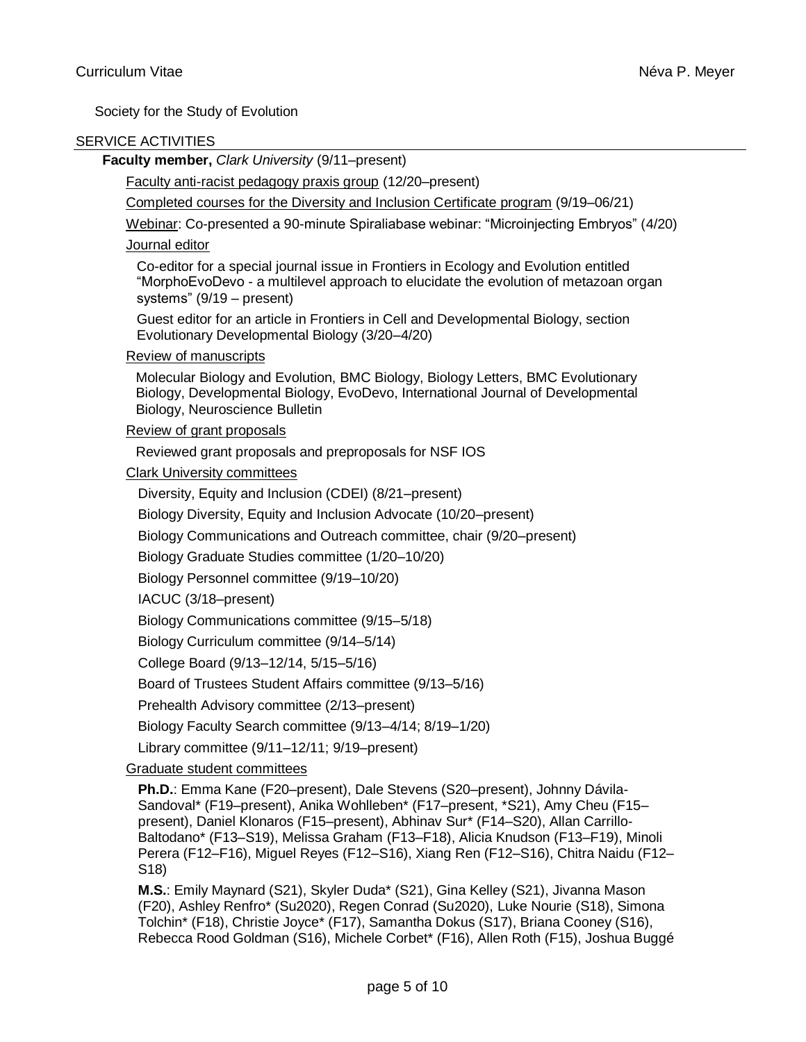Society for the Study of Evolution

## SERVICE ACTIVITIES

**Faculty member,** *Clark University* (9/11–present)

Faculty anti-racist pedagogy praxis group (12/20–present)

Completed courses for the Diversity and Inclusion Certificate program (9/19–06/21)

Webinar: Co-presented a 90-minute Spiraliabase webinar: "Microinjecting Embryos" (4/20)

Journal editor

Co-editor for a special journal issue in Frontiers in Ecology and Evolution entitled "MorphoEvoDevo - a multilevel approach to elucidate the evolution of metazoan organ systems" (9/19 – present)

Guest editor for an article in Frontiers in Cell and Developmental Biology, section Evolutionary Developmental Biology (3/20–4/20)

Review of manuscripts

Molecular Biology and Evolution, BMC Biology, Biology Letters, BMC Evolutionary Biology, Developmental Biology, EvoDevo, International Journal of Developmental Biology, Neuroscience Bulletin

Review of grant proposals

Reviewed grant proposals and preproposals for NSF IOS

Clark University committees

Diversity, Equity and Inclusion (CDEI) (8/21–present)

Biology Diversity, Equity and Inclusion Advocate (10/20–present)

Biology Communications and Outreach committee, chair (9/20–present)

Biology Graduate Studies committee (1/20–10/20)

Biology Personnel committee (9/19–10/20)

IACUC (3/18–present)

Biology Communications committee (9/15–5/18)

Biology Curriculum committee (9/14–5/14)

College Board (9/13–12/14, 5/15–5/16)

Board of Trustees Student Affairs committee (9/13–5/16)

Prehealth Advisory committee (2/13–present)

Biology Faculty Search committee (9/13–4/14; 8/19–1/20)

Library committee (9/11–12/11; 9/19–present)

Graduate student committees

**Ph.D.**: Emma Kane (F20–present), Dale Stevens (S20–present), Johnny Dávila-Sandoval* (F19–present), Anika Wohlleben* (F17–present, *S21), Amy Cheu (F15–present), Daniel Klonaros (F15–present), Abhinav Sur* (F14–S20), Allan Carrillo-Baltodano* (F13–S19), Melissa Graham (F13–F18), Alicia Knudson (F13–F19), Minoli Perera (F12–F16), Miguel Reyes (F12–S16), Xiang Ren (F12–S16), Chitra Naidu (F12–S18)

**M.S.**: Emily Maynard (S21), Skyler Duda* (S21), Gina Kelley (S21), Jivanna Mason (F20), Ashley Renfro* (Su2020), Regen Conrad (Su2020), Luke Nourie (S18), Simona Tolchin* (F18), Christie Joyce* (F17), Samantha Dokus (S17), Briana Cooney (S16), Rebecca Rood Goldman (S16), Michele Corbet* (F16), Allen Roth (F15), Joshua Buggé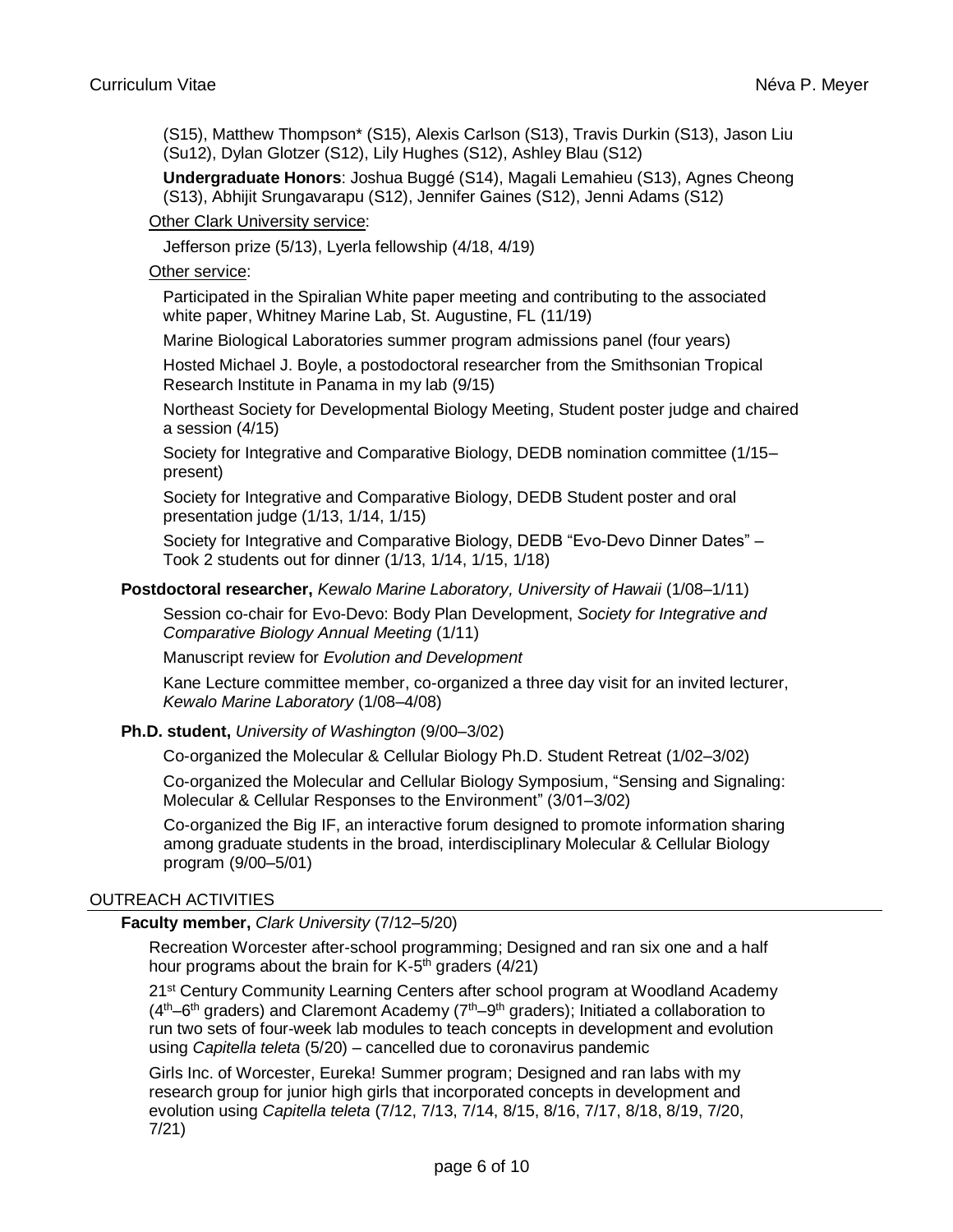(S15), Matthew Thompson* (S15), Alexis Carlson (S13), Travis Durkin (S13), Jason Liu (Su12), Dylan Glotzer (S12), Lily Hughes (S12), Ashley Blau (S12)

**Undergraduate Honors**: Joshua Buggé (S14), Magali Lemahieu (S13), Agnes Cheong (S13), Abhijit Srungavarapu (S12), Jennifer Gaines (S12), Jenni Adams (S12)

Other Clark University service:

Jefferson prize (5/13), Lyerla fellowship (4/18, 4/19)

Other service:

Participated in the Spiralian White paper meeting and contributing to the associated white paper, Whitney Marine Lab, St. Augustine, FL (11/19)

Marine Biological Laboratories summer program admissions panel (four years)

Hosted Michael J. Boyle, a postodoctoral researcher from the Smithsonian Tropical Research Institute in Panama in my lab (9/15)

Northeast Society for Developmental Biology Meeting, Student poster judge and chaired a session (4/15)

Society for Integrative and Comparative Biology, DEDB nomination committee (1/15–present)

Society for Integrative and Comparative Biology, DEDB Student poster and oral presentation judge (1/13, 1/14, 1/15)

Society for Integrative and Comparative Biology, DEDB "Evo-Devo Dinner Dates" – Took 2 students out for dinner (1/13, 1/14, 1/15, 1/18)

**Postdoctoral researcher,** *Kewalo Marine Laboratory, University of Hawaii* (1/08–1/11)

Session co-chair for Evo-Devo: Body Plan Development, *Society for Integrative and Comparative Biology Annual Meeting* (1/11)

Manuscript review for *Evolution and Development*

Kane Lecture committee member, co-organized a three day visit for an invited lecturer, *Kewalo Marine Laboratory* (1/08–4/08)

**Ph.D. student,** *University of Washington* (9/00–3/02)

Co-organized the Molecular & Cellular Biology Ph.D. Student Retreat (1/02–3/02)

Co-organized the Molecular and Cellular Biology Symposium, "Sensing and Signaling: Molecular & Cellular Responses to the Environment" (3/01–3/02)

Co-organized the Big IF, an interactive forum designed to promote information sharing among graduate students in the broad, interdisciplinary Molecular & Cellular Biology program (9/00–5/01)

## OUTREACH ACTIVITIES

**Faculty member,** *Clark University* (7/12–5/20)

Recreation Worcester after-school programming; Designed and ran six one and a half hour programs about the brain for K-5th graders (4/21)

21st Century Community Learning Centers after school program at Woodland Academy (4th–6th graders) and Claremont Academy (7th–9th graders); Initiated a collaboration to run two sets of four-week lab modules to teach concepts in development and evolution using *Capitella teleta* (5/20) – cancelled due to coronavirus pandemic

Girls Inc. of Worcester, Eureka! Summer program; Designed and ran labs with my research group for junior high girls that incorporated concepts in development and evolution using *Capitella teleta* (7/12, 7/13, 7/14, 8/15, 8/16, 7/17, 8/18, 8/19, 7/20, 7/21)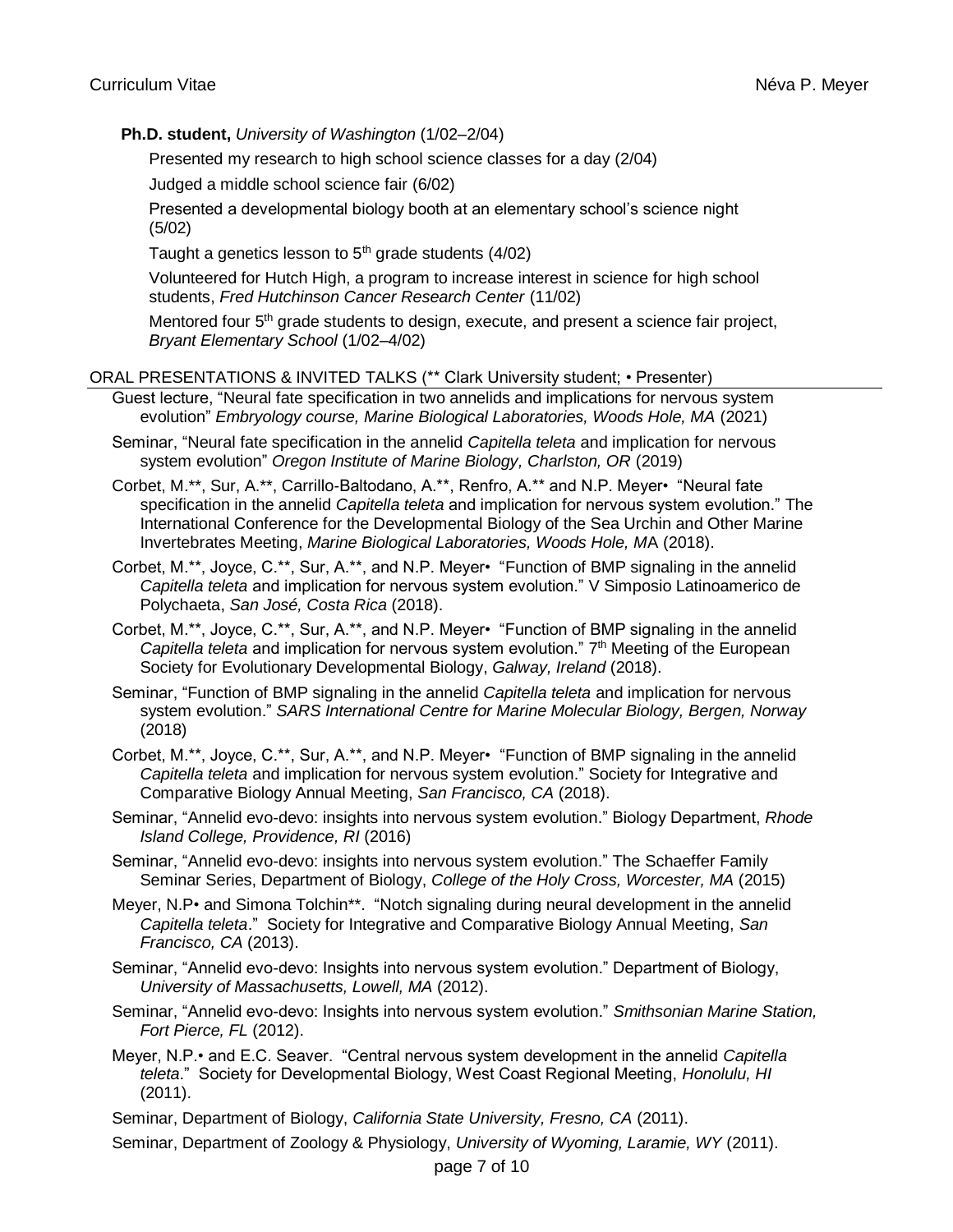**Ph.D. student,** *University of Washington* (1/02–2/04)

Presented my research to high school science classes for a day (2/04)

Judged a middle school science fair (6/02)

Presented a developmental biology booth at an elementary school's science night (5/02)

Taught a genetics lesson to 5th grade students (4/02)

Volunteered for Hutch High, a program to increase interest in science for high school students, *Fred Hutchinson Cancer Research Center* (11/02)

Mentored four 5th grade students to design, execute, and present a science fair project, *Bryant Elementary School* (1/02–4/02)

## ORAL PRESENTATIONS & INVITED TALKS (** Clark University student; • Presenter)

Guest lecture, "Neural fate specification in two annelids and implications for nervous system evolution" *Embryology course, Marine Biological Laboratories, Woods Hole, MA* (2021)

Seminar, "Neural fate specification in the annelid *Capitella teleta* and implication for nervous system evolution" *Oregon Institute of Marine Biology, Charlston, OR* (2019)

Corbet, M.**, Sur, A.**, Carrillo-Baltodano, A.**, Renfro, A.** and N.P. Meyer• "Neural fate specification in the annelid *Capitella teleta* and implication for nervous system evolution." The International Conference for the Developmental Biology of the Sea Urchin and Other Marine Invertebrates Meeting, *Marine Biological Laboratories, Woods Hole, MA* (2018).

Corbet, M.**, Joyce, C.**, Sur, A.**, and N.P. Meyer• "Function of BMP signaling in the annelid *Capitella teleta* and implication for nervous system evolution." V Simposio Latinoamerico de Polychaeta, *San José, Costa Rica* (2018).

Corbet, M.**, Joyce, C.**, Sur, A.**, and N.P. Meyer• "Function of BMP signaling in the annelid *Capitella teleta* and implication for nervous system evolution." 7th Meeting of the European Society for Evolutionary Developmental Biology, *Galway, Ireland* (2018).

Seminar, "Function of BMP signaling in the annelid *Capitella teleta* and implication for nervous system evolution." *SARS International Centre for Marine Molecular Biology, Bergen, Norway* (2018)

Corbet, M.**, Joyce, C.**, Sur, A.**, and N.P. Meyer• "Function of BMP signaling in the annelid *Capitella teleta* and implication for nervous system evolution." Society for Integrative and Comparative Biology Annual Meeting, *San Francisco, CA* (2018).

Seminar, "Annelid evo-devo: insights into nervous system evolution." Biology Department, *Rhode Island College, Providence, RI* (2016)

Seminar, "Annelid evo-devo: insights into nervous system evolution." The Schaeffer Family Seminar Series, Department of Biology, *College of the Holy Cross, Worcester, MA* (2015)

Meyer, N.P• and Simona Tolchin**. "Notch signaling during neural development in the annelid *Capitella teleta*." Society for Integrative and Comparative Biology Annual Meeting, *San Francisco, CA* (2013).

Seminar, "Annelid evo-devo: Insights into nervous system evolution." Department of Biology, *University of Massachusetts, Lowell, MA* (2012).

Seminar, "Annelid evo-devo: Insights into nervous system evolution." *Smithsonian Marine Station, Fort Pierce, FL* (2012).

Meyer, N.P.• and E.C. Seaver. "Central nervous system development in the annelid *Capitella teleta*." Society for Developmental Biology, West Coast Regional Meeting, *Honolulu, HI* (2011).

Seminar, Department of Biology, *California State University, Fresno, CA* (2011).

Seminar, Department of Zoology & Physiology, *University of Wyoming, Laramie, WY* (2011).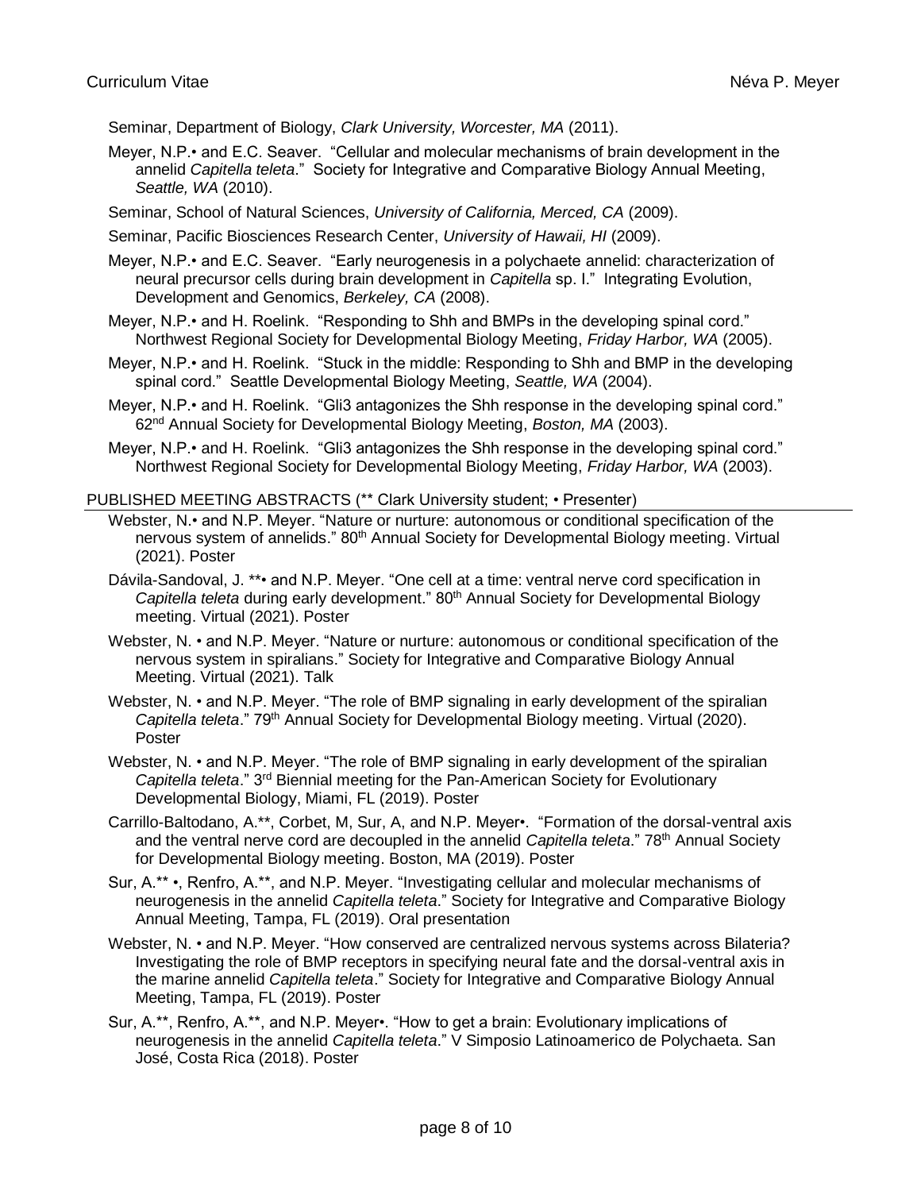Seminar, Department of Biology, *Clark University, Worcester, MA* (2011).

Meyer, N.P.• and E.C. Seaver. "Cellular and molecular mechanisms of brain development in the annelid *Capitella teleta*." Society for Integrative and Comparative Biology Annual Meeting, *Seattle, WA* (2010).

Seminar, School of Natural Sciences, *University of California, Merced, CA* (2009).

Seminar, Pacific Biosciences Research Center, *University of Hawaii, HI* (2009).

Meyer, N.P.• and E.C. Seaver. "Early neurogenesis in a polychaete annelid: characterization of neural precursor cells during brain development in *Capitella* sp. I." Integrating Evolution, Development and Genomics, *Berkeley, CA* (2008).

Meyer, N.P.• and H. Roelink. "Responding to Shh and BMPs in the developing spinal cord." Northwest Regional Society for Developmental Biology Meeting, *Friday Harbor, WA* (2005).

Meyer, N.P.• and H. Roelink. "Stuck in the middle: Responding to Shh and BMP in the developing spinal cord." Seattle Developmental Biology Meeting, *Seattle, WA* (2004).

Meyer, N.P.• and H. Roelink. "Gli3 antagonizes the Shh response in the developing spinal cord." 62nd Annual Society for Developmental Biology Meeting, *Boston, MA* (2003).

Meyer, N.P.• and H. Roelink. "Gli3 antagonizes the Shh response in the developing spinal cord." Northwest Regional Society for Developmental Biology Meeting, *Friday Harbor, WA* (2003).

## PUBLISHED MEETING ABSTRACTS (** Clark University student; • Presenter)

Webster, N.• and N.P. Meyer. "Nature or nurture: autonomous or conditional specification of the nervous system of annelids." 80th Annual Society for Developmental Biology meeting. Virtual (2021). Poster

Dávila-Sandoval, J. **• and N.P. Meyer. "One cell at a time: ventral nerve cord specification in *Capitella teleta* during early development." 80th Annual Society for Developmental Biology meeting. Virtual (2021). Poster

Webster, N. • and N.P. Meyer. "Nature or nurture: autonomous or conditional specification of the nervous system in spiralians." Society for Integrative and Comparative Biology Annual Meeting. Virtual (2021). Talk

Webster, N. • and N.P. Meyer. "The role of BMP signaling in early development of the spiralian *Capitella teleta*." 79th Annual Society for Developmental Biology meeting. Virtual (2020). Poster

Webster, N. • and N.P. Meyer. "The role of BMP signaling in early development of the spiralian *Capitella teleta*." 3rd Biennial meeting for the Pan-American Society for Evolutionary Developmental Biology, Miami, FL (2019). Poster

Carrillo-Baltodano, A.**, Corbet, M, Sur, A, and N.P. Meyer•. "Formation of the dorsal-ventral axis and the ventral nerve cord are decoupled in the annelid *Capitella teleta*." 78th Annual Society for Developmental Biology meeting. Boston, MA (2019). Poster

Sur, A.** •, Renfro, A.**, and N.P. Meyer. "Investigating cellular and molecular mechanisms of neurogenesis in the annelid *Capitella teleta*." Society for Integrative and Comparative Biology Annual Meeting, Tampa, FL (2019). Oral presentation

Webster, N. • and N.P. Meyer. "How conserved are centralized nervous systems across Bilateria? Investigating the role of BMP receptors in specifying neural fate and the dorsal-ventral axis in the marine annelid *Capitella teleta*." Society for Integrative and Comparative Biology Annual Meeting, Tampa, FL (2019). Poster

Sur, A.**, Renfro, A.**, and N.P. Meyer•. "How to get a brain: Evolutionary implications of neurogenesis in the annelid *Capitella teleta*." V Simposio Latinoamerico de Polychaeta. San José, Costa Rica (2018). Poster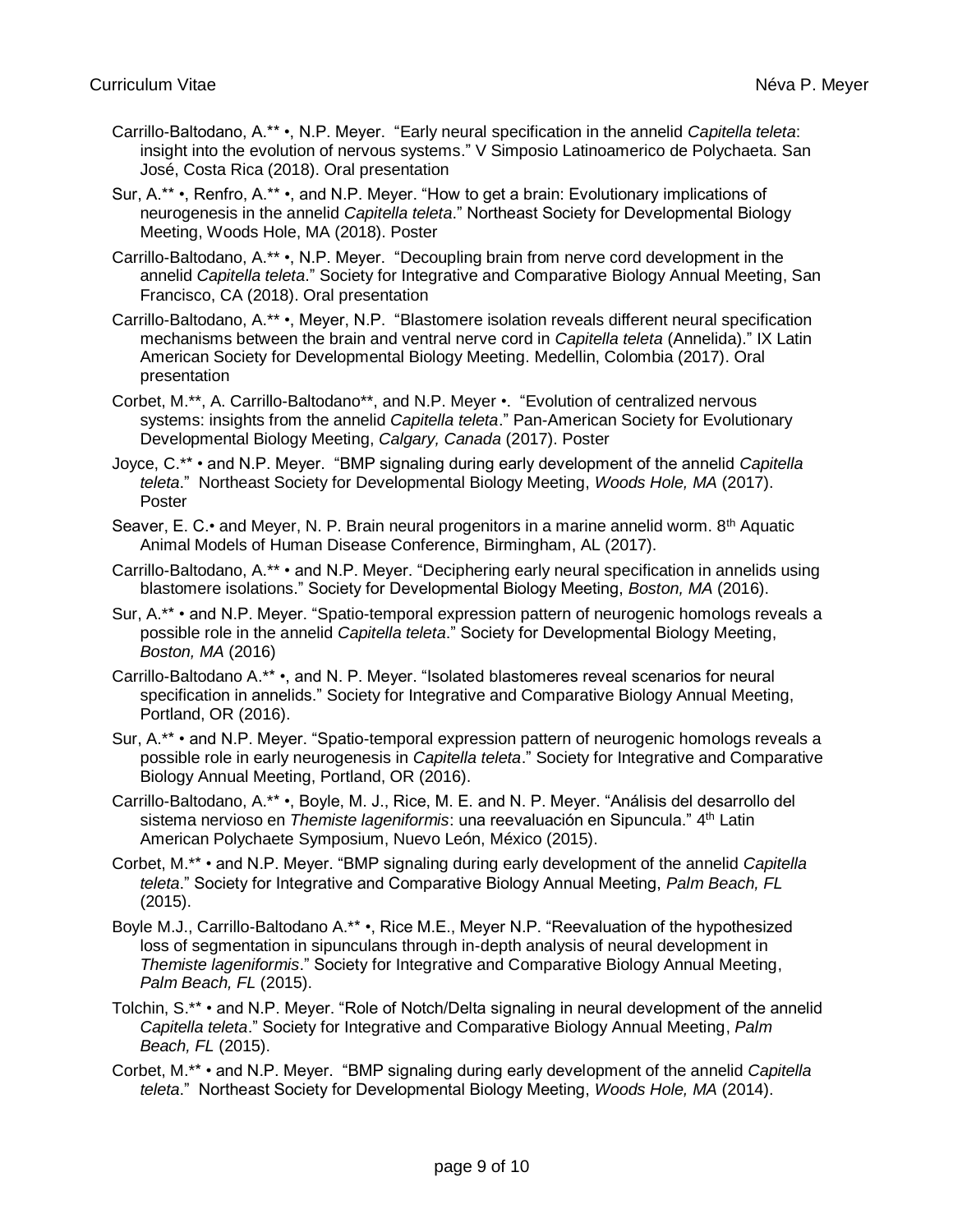Carrillo-Baltodano, A.** •, N.P. Meyer. "Early neural specification in the annelid *Capitella teleta*: insight into the evolution of nervous systems." V Simposio Latinoamerico de Polychaeta. San José, Costa Rica (2018). Oral presentation

Sur, A.** •, Renfro, A.** •, and N.P. Meyer. "How to get a brain: Evolutionary implications of neurogenesis in the annelid *Capitella teleta*." Northeast Society for Developmental Biology Meeting, Woods Hole, MA (2018). Poster

Carrillo-Baltodano, A.** •, N.P. Meyer. "Decoupling brain from nerve cord development in the annelid *Capitella teleta*." Society for Integrative and Comparative Biology Annual Meeting, San Francisco, CA (2018). Oral presentation

Carrillo-Baltodano, A.** •, Meyer, N.P. "Blastomere isolation reveals different neural specification mechanisms between the brain and ventral nerve cord in *Capitella teleta* (Annelida)." IX Latin American Society for Developmental Biology Meeting. Medellin, Colombia (2017). Oral presentation

Corbet, M.**, A. Carrillo-Baltodano**, and N.P. Meyer •. "Evolution of centralized nervous systems: insights from the annelid *Capitella teleta*." Pan-American Society for Evolutionary Developmental Biology Meeting, *Calgary, Canada* (2017). Poster

Joyce, C.** • and N.P. Meyer. "BMP signaling during early development of the annelid *Capitella teleta*." Northeast Society for Developmental Biology Meeting, *Woods Hole, MA* (2017). Poster

Seaver, E. C.• and Meyer, N. P. Brain neural progenitors in a marine annelid worm. 8th Aquatic Animal Models of Human Disease Conference, Birmingham, AL (2017).

Carrillo-Baltodano, A.** • and N.P. Meyer. "Deciphering early neural specification in annelids using blastomere isolations." Society for Developmental Biology Meeting, *Boston, MA* (2016).

Sur, A.** • and N.P. Meyer. "Spatio-temporal expression pattern of neurogenic homologs reveals a possible role in the annelid *Capitella teleta*." Society for Developmental Biology Meeting, *Boston, MA* (2016)

Carrillo-Baltodano A.** •, and N. P. Meyer. "Isolated blastomeres reveal scenarios for neural specification in annelids." Society for Integrative and Comparative Biology Annual Meeting, Portland, OR (2016).

Sur, A.** • and N.P. Meyer. "Spatio-temporal expression pattern of neurogenic homologs reveals a possible role in early neurogenesis in *Capitella teleta*." Society for Integrative and Comparative Biology Annual Meeting, Portland, OR (2016).

Carrillo-Baltodano, A.** •, Boyle, M. J., Rice, M. E. and N. P. Meyer. "Análisis del desarrollo del sistema nervioso en *Themiste lageniformis*: una reevaluación en Sipuncula." 4th Latin American Polychaete Symposium, Nuevo León, México (2015).

Corbet, M.** • and N.P. Meyer. "BMP signaling during early development of the annelid *Capitella teleta*." Society for Integrative and Comparative Biology Annual Meeting, *Palm Beach, FL* (2015).

Boyle M.J., Carrillo-Baltodano A.** •, Rice M.E., Meyer N.P. "Reevaluation of the hypothesized loss of segmentation in sipunculans through in-depth analysis of neural development in *Themiste lageniformis*." Society for Integrative and Comparative Biology Annual Meeting, *Palm Beach, FL* (2015).

Tolchin, S.** • and N.P. Meyer. "Role of Notch/Delta signaling in neural development of the annelid *Capitella teleta*." Society for Integrative and Comparative Biology Annual Meeting, *Palm Beach, FL* (2015).

Corbet, M.** • and N.P. Meyer. "BMP signaling during early development of the annelid *Capitella teleta*." Northeast Society for Developmental Biology Meeting, *Woods Hole, MA* (2014).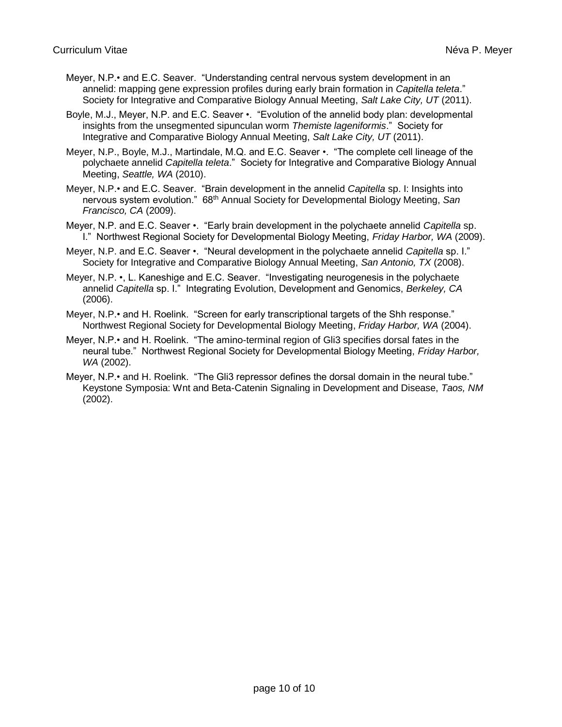Meyer, N.P.• and E.C. Seaver. "Understanding central nervous system development in an annelid: mapping gene expression profiles during early brain formation in *Capitella teleta*." Society for Integrative and Comparative Biology Annual Meeting, *Salt Lake City, UT* (2011).

Boyle, M.J., Meyer, N.P. and E.C. Seaver •. "Evolution of the annelid body plan: developmental insights from the unsegmented sipunculan worm *Themiste lageniformis*." Society for Integrative and Comparative Biology Annual Meeting, *Salt Lake City, UT* (2011).

Meyer, N.P., Boyle, M.J., Martindale, M.Q. and E.C. Seaver •. "The complete cell lineage of the polychaete annelid *Capitella teleta*." Society for Integrative and Comparative Biology Annual Meeting, *Seattle, WA* (2010).

Meyer, N.P.• and E.C. Seaver. "Brain development in the annelid *Capitella* sp. I: Insights into nervous system evolution." 68th Annual Society for Developmental Biology Meeting, *San Francisco, CA* (2009).

Meyer, N.P. and E.C. Seaver •. "Early brain development in the polychaete annelid *Capitella* sp. I." Northwest Regional Society for Developmental Biology Meeting, *Friday Harbor, WA* (2009).

Meyer, N.P. and E.C. Seaver •. "Neural development in the polychaete annelid *Capitella* sp. I." Society for Integrative and Comparative Biology Annual Meeting, *San Antonio, TX* (2008).

Meyer, N.P. •, L. Kaneshige and E.C. Seaver. "Investigating neurogenesis in the polychaete annelid *Capitella* sp. I." Integrating Evolution, Development and Genomics, *Berkeley, CA* (2006).

Meyer, N.P.• and H. Roelink. "Screen for early transcriptional targets of the Shh response." Northwest Regional Society for Developmental Biology Meeting, *Friday Harbor, WA* (2004).

Meyer, N.P.• and H. Roelink. "The amino-terminal region of Gli3 specifies dorsal fates in the neural tube." Northwest Regional Society for Developmental Biology Meeting, *Friday Harbor, WA* (2002).

Meyer, N.P.• and H. Roelink. "The Gli3 repressor defines the dorsal domain in the neural tube." Keystone Symposia: Wnt and Beta-Catenin Signaling in Development and Disease, *Taos, NM* (2002).